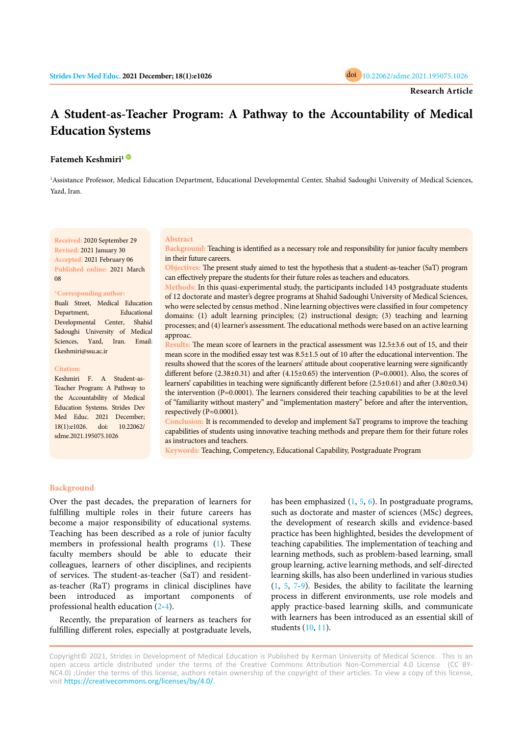Research Article

# A Student-as-Teacher Program: A Pathway to the Accountability of Medical Education Systems

**Fatemeh Keshmiri**[1]

[1]Assistance Professor, Medical Education Department, Educational Developmental Center, Shahid Sadoughi University of Medical Sciences, Yazd, Iran.

**Received:** 2020 September 29
**Revised:** 2021 January 30
**Accepted:** 2021 February 06
**Published online:** 2021 March 08

**\*Corresponding author:** Buali Street, Medical Education Department, Educational Developmental Center, Shahid Sadoughi University of Medical Sciences, Yazd, Iran. Email: f.keshmiri@ssu.ac.ir

**Citation:** Keshmiri F. A Student-as-Teacher Program: A Pathway to the Accountability of Medical Education Systems. Strides Dev Med Educ. 2021 December; 18(1):e1026. doi: 10.22062/sdme.2021.195075.1026

## Abstract

**Background:** Teaching is identified as a necessary role and responsibility for junior faculty members in their future careers.

**Objectives:** The present study aimed to test the hypothesis that a student-as-teacher (SaT) program can effectively prepare the students for their future roles as teachers and educators.

**Methods:** In this quasi-experimental study, the participants included 143 postgraduate students of 12 doctorate and master's degree programs at Shahid Sadoughi University of Medical Sciences, who were selected by census method . Nine learning objectives were classified in four competency domains: (1) adult learning principles; (2) instructional design; (3) teaching and learning processes; and (4) learner's assessment. The educational methods were based on an active learning approac.

**Results:** The mean score of learners in the practical assessment was 12.5±3.6 out of 15, and their mean score in the modified essay test was 8.5±1.5 out of 10 after the educational intervention. The results showed that the scores of the learners' attitude about cooperative learning were significantly different before (2.38±0.31) and after (4.15±0.65) the intervention (P=0.0001). Also, the scores of learners' capabilities in teaching were significantly different before (2.5±0.61) and after (3.80±0.34) the intervention (P=0.0001). The learners considered their teaching capabilities to be at the level of "familiarity without mastery" and "implementation mastery" before and after the intervention, respectively (P=0.0001).

**Conclusion:** It is recommended to develop and implement SaT programs to improve the teaching capabilities of students using innovative teaching methods and prepare them for their future roles as instructors and teachers.

**Keywords:** Teaching, Competency, Educational Capability, Postgraduate Program

## Background

Over the past decades, the preparation of learners for fulfilling multiple roles in their future careers has become a major responsibility of educational systems. Teaching has been described as a role of junior faculty members in professional health programs (1). These faculty members should be able to educate their colleagues, learners of other disciplines, and recipients of services. The student-as-teacher (SaT) and resident-as-teacher (RaT) programs in clinical disciplines have been introduced as important components of professional health education (2-4).

Recently, the preparation of learners as teachers for fulfilling different roles, especially at postgraduate levels, has been emphasized (1, 5, 6). In postgraduate programs, such as doctorate and master of sciences (MSc) degrees, the development of research skills and evidence-based practice has been highlighted, besides the development of teaching capabilities. The implementation of teaching and learning methods, such as problem-based learning, small group learning, active learning methods, and self-directed learning skills, has also been underlined in various studies (1, 5, 7-9). Besides, the ability to facilitate the learning process in different environments, use role models and apply practice-based learning skills, and communicate with learners has been introduced as an essential skill of students (10, 11).

Copyright© 2021, Strides in Development of Medical Education is Published by Kerman University of Medical Science. This is an open access article distributed under the terms of the Creative Commons Attribution Non-Commercial 4.0 License (CC BY-NC4.0) ;Under the terms of this license, authors retain ownership of the copyright of their articles. To view a copy of this license, visit https://creativecommons.org/licenses/by/4.0/.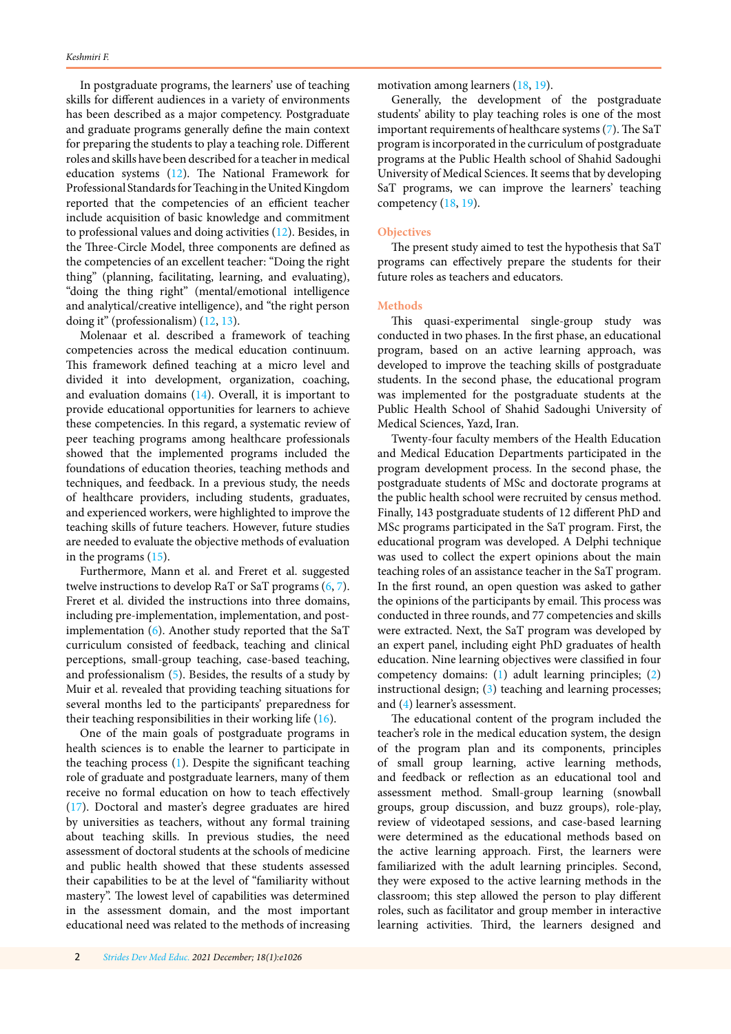In postgraduate programs, the learners' use of teaching skills for different audiences in a variety of environments has been described as a major competency. Postgraduate and graduate programs generally define the main context for preparing the students to play a teaching role. Different roles and skills have been described for a teacher in medical education systems (12). The National Framework for Professional Standards for Teaching in the United Kingdom reported that the competencies of an efficient teacher include acquisition of basic knowledge and commitment to professional values and doing activities (12). Besides, in the Three-Circle Model, three components are defined as the competencies of an excellent teacher: "Doing the right thing" (planning, facilitating, learning, and evaluating), "doing the thing right" (mental/emotional intelligence and analytical/creative intelligence), and "the right person doing it" (professionalism) (12, 13).

Molenaar et al. described a framework of teaching competencies across the medical education continuum. This framework defined teaching at a micro level and divided it into development, organization, coaching, and evaluation domains (14). Overall, it is important to provide educational opportunities for learners to achieve these competencies. In this regard, a systematic review of peer teaching programs among healthcare professionals showed that the implemented programs included the foundations of education theories, teaching methods and techniques, and feedback. In a previous study, the needs of healthcare providers, including students, graduates, and experienced workers, were highlighted to improve the teaching skills of future teachers. However, future studies are needed to evaluate the objective methods of evaluation in the programs (15).

Furthermore, Mann et al. and Freret et al. suggested twelve instructions to develop RaT or SaT programs (6, 7). Freret et al. divided the instructions into three domains, including pre-implementation, implementation, and post-implementation (6). Another study reported that the SaT curriculum consisted of feedback, teaching and clinical perceptions, small-group teaching, case-based teaching, and professionalism (5). Besides, the results of a study by Muir et al. revealed that providing teaching situations for several months led to the participants' preparedness for their teaching responsibilities in their working life (16).

One of the main goals of postgraduate programs in health sciences is to enable the learner to participate in the teaching process (1). Despite the significant teaching role of graduate and postgraduate learners, many of them receive no formal education on how to teach effectively (17). Doctoral and master's degree graduates are hired by universities as teachers, without any formal training about teaching skills. In previous studies, the need assessment of doctoral students at the schools of medicine and public health showed that these students assessed their capabilities to be at the level of "familiarity without mastery". The lowest level of capabilities was determined in the assessment domain, and the most important educational need was related to the methods of increasing motivation among learners (18, 19).

Generally, the development of the postgraduate students' ability to play teaching roles is one of the most important requirements of healthcare systems (7). The SaT program is incorporated in the curriculum of postgraduate programs at the Public Health school of Shahid Sadoughi University of Medical Sciences. It seems that by developing SaT programs, we can improve the learners' teaching competency (18, 19).

## Objectives

The present study aimed to test the hypothesis that SaT programs can effectively prepare the students for their future roles as teachers and educators.

## Methods

This quasi-experimental single-group study was conducted in two phases. In the first phase, an educational program, based on an active learning approach, was developed to improve the teaching skills of postgraduate students. In the second phase, the educational program was implemented for the postgraduate students at the Public Health School of Shahid Sadoughi University of Medical Sciences, Yazd, Iran.

Twenty-four faculty members of the Health Education and Medical Education Departments participated in the program development process. In the second phase, the postgraduate students of MSc and doctorate programs at the public health school were recruited by census method. Finally, 143 postgraduate students of 12 different PhD and MSc programs participated in the SaT program. First, the educational program was developed. A Delphi technique was used to collect the expert opinions about the main teaching roles of an assistance teacher in the SaT program. In the first round, an open question was asked to gather the opinions of the participants by email. This process was conducted in three rounds, and 77 competencies and skills were extracted. Next, the SaT program was developed by an expert panel, including eight PhD graduates of health education. Nine learning objectives were classified in four competency domains: (1) adult learning principles; (2) instructional design; (3) teaching and learning processes; and (4) learner's assessment.

The educational content of the program included the teacher's role in the medical education system, the design of the program plan and its components, principles of small group learning, active learning methods, and feedback or reflection as an educational tool and assessment method. Small-group learning (snowball groups, group discussion, and buzz groups), role-play, review of videotaped sessions, and case-based learning were determined as the educational methods based on the active learning approach. First, the learners were familiarized with the adult learning principles. Second, they were exposed to the active learning methods in the classroom; this step allowed the person to play different roles, such as facilitator and group member in interactive learning activities. Third, the learners designed and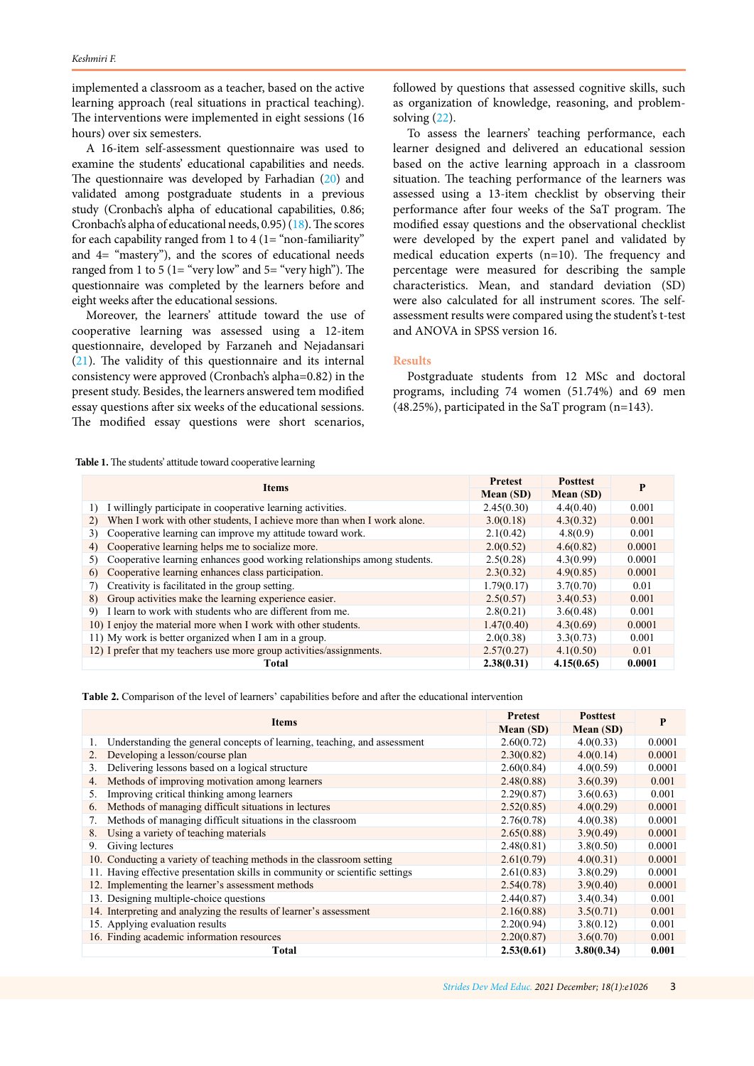implemented a classroom as a teacher, based on the active learning approach (real situations in practical teaching). The interventions were implemented in eight sessions (16 hours) over six semesters.

A 16-item self-assessment questionnaire was used to examine the students' educational capabilities and needs. The questionnaire was developed by Farhadian (20) and validated among postgraduate students in a previous study (Cronbach's alpha of educational capabilities, 0.86; Cronbach's alpha of educational needs, 0.95) (18). The scores for each capability ranged from 1 to 4 (1= "non-familiarity" and 4= "mastery"), and the scores of educational needs ranged from 1 to 5 (1= "very low" and 5= "very high"). The questionnaire was completed by the learners before and eight weeks after the educational sessions.

Moreover, the learners' attitude toward the use of cooperative learning was assessed using a 12-item questionnaire, developed by Farzaneh and Nejadansari (21). The validity of this questionnaire and its internal consistency were approved (Cronbach's alpha=0.82) in the present study. Besides, the learners answered tem modified essay questions after six weeks of the educational sessions. The modified essay questions were short scenarios, followed by questions that assessed cognitive skills, such as organization of knowledge, reasoning, and problem-solving (22).

To assess the learners' teaching performance, each learner designed and delivered an educational session based on the active learning approach in a classroom situation. The teaching performance of the learners was assessed using a 13-item checklist by observing their performance after four weeks of the SaT program. The modified essay questions and the observational checklist were developed by the expert panel and validated by medical education experts (n=10). The frequency and percentage were measured for describing the sample characteristics. Mean, and standard deviation (SD) were also calculated for all instrument scores. The self-assessment results were compared using the student's t-test and ANOVA in SPSS version 16.

## Results

Postgraduate students from 12 MSc and doctoral programs, including 74 women (51.74%) and 69 men (48.25%), participated in the SaT program (n=143).

**Table 1.** The students' attitude toward cooperative learning

| Items | Pretest Mean (SD) | Posttest Mean (SD) | P |
|---|---|---|---|
| 1) I willingly participate in cooperative learning activities. | 2.45(0.30) | 4.4(0.40) | 0.001 |
| 2) When I work with other students, I achieve more than when I work alone. | 3.0(0.18) | 4.3(0.32) | 0.001 |
| 3) Cooperative learning can improve my attitude toward work. | 2.1(0.42) | 4.8(0.9) | 0.001 |
| 4) Cooperative learning helps me to socialize more. | 2.0(0.52) | 4.6(0.82) | 0.0001 |
| 5) Cooperative learning enhances good working relationships among students. | 2.5(0.28) | 4.3(0.99) | 0.0001 |
| 6) Cooperative learning enhances class participation. | 2.3(0.32) | 4.9(0.85) | 0.0001 |
| 7) Creativity is facilitated in the group setting. | 1.79(0.17) | 3.7(0.70) | 0.01 |
| 8) Group activities make the learning experience easier. | 2.5(0.57) | 3.4(0.53) | 0.001 |
| 9) I learn to work with students who are different from me. | 2.8(0.21) | 3.6(0.48) | 0.001 |
| 10) I enjoy the material more when I work with other students. | 1.47(0.40) | 4.3(0.69) | 0.0001 |
| 11) My work is better organized when I am in a group. | 2.0(0.38) | 3.3(0.73) | 0.001 |
| 12) I prefer that my teachers use more group activities/assignments. | 2.57(0.27) | 4.1(0.50) | 0.01 |
| **Total** | **2.38(0.31)** | **4.15(0.65)** | **0.0001** |

**Table 2.** Comparison of the level of learners' capabilities before and after the educational intervention

| Items | Pretest Mean (SD) | Posttest Mean (SD) | P |
|---|---|---|---|
| 1. Understanding the general concepts of learning, teaching, and assessment | 2.60(0.72) | 4.0(0.33) | 0.0001 |
| 2. Developing a lesson/course plan | 2.30(0.82) | 4.0(0.14) | 0.0001 |
| 3. Delivering lessons based on a logical structure | 2.60(0.84) | 4.0(0.59) | 0.0001 |
| 4. Methods of improving motivation among learners | 2.48(0.88) | 3.6(0.39) | 0.001 |
| 5. Improving critical thinking among learners | 2.29(0.87) | 3.6(0.63) | 0.001 |
| 6. Methods of managing difficult situations in lectures | 2.52(0.85) | 4.0(0.29) | 0.0001 |
| 7. Methods of managing difficult situations in the classroom | 2.76(0.78) | 4.0(0.38) | 0.0001 |
| 8. Using a variety of teaching materials | 2.65(0.88) | 3.9(0.49) | 0.0001 |
| 9. Giving lectures | 2.48(0.81) | 3.8(0.50) | 0.0001 |
| 10. Conducting a variety of teaching methods in the classroom setting | 2.61(0.79) | 4.0(0.31) | 0.0001 |
| 11. Having effective presentation skills in community or scientific settings | 2.61(0.83) | 3.8(0.29) | 0.0001 |
| 12. Implementing the learner's assessment methods | 2.54(0.78) | 3.9(0.40) | 0.0001 |
| 13. Designing multiple-choice questions | 2.44(0.87) | 3.4(0.34) | 0.001 |
| 14. Interpreting and analyzing the results of learner's assessment | 2.16(0.88) | 3.5(0.71) | 0.001 |
| 15. Applying evaluation results | 2.20(0.94) | 3.8(0.12) | 0.001 |
| 16. Finding academic information resources | 2.20(0.87) | 3.6(0.70) | 0.001 |
| **Total** | **2.53(0.61)** | **3.80(0.34)** | **0.001** |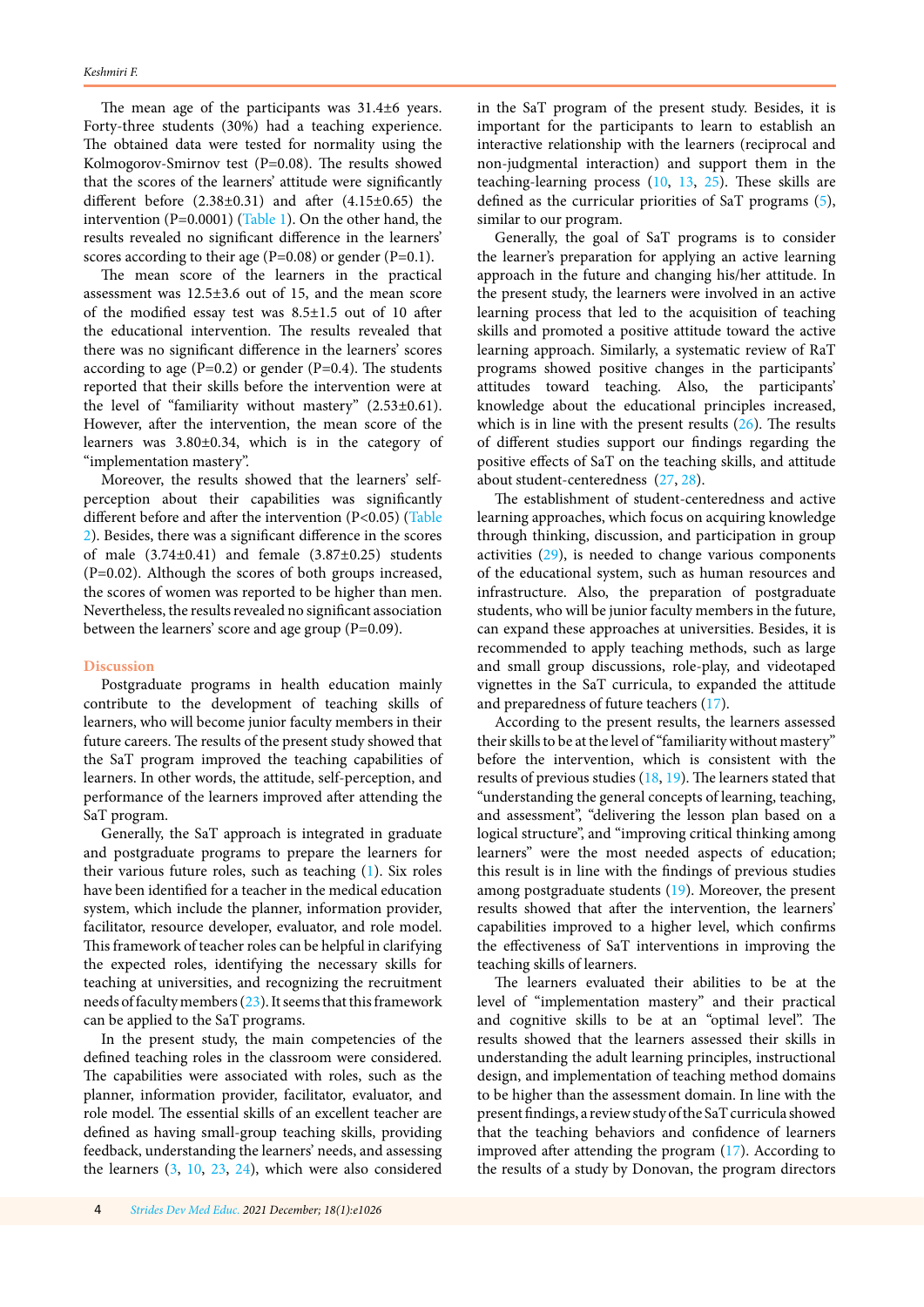The mean age of the participants was 31.4±6 years. Forty-three students (30%) had a teaching experience. The obtained data were tested for normality using the Kolmogorov-Smirnov test (P=0.08). The results showed that the scores of the learners' attitude were significantly different before (2.38±0.31) and after (4.15±0.65) the intervention (P=0.0001) (Table 1). On the other hand, the results revealed no significant difference in the learners' scores according to their age (P=0.08) or gender (P=0.1).

The mean score of the learners in the practical assessment was 12.5±3.6 out of 15, and the mean score of the modified essay test was 8.5±1.5 out of 10 after the educational intervention. The results revealed that there was no significant difference in the learners' scores according to age (P=0.2) or gender (P=0.4). The students reported that their skills before the intervention were at the level of "familiarity without mastery" (2.53±0.61). However, after the intervention, the mean score of the learners was 3.80±0.34, which is in the category of "implementation mastery".

Moreover, the results showed that the learners' self-perception about their capabilities was significantly different before and after the intervention (P<0.05) (Table 2). Besides, there was a significant difference in the scores of male (3.74±0.41) and female (3.87±0.25) students (P=0.02). Although the scores of both groups increased, the scores of women was reported to be higher than men. Nevertheless, the results revealed no significant association between the learners' score and age group (P=0.09).

## Discussion

Postgraduate programs in health education mainly contribute to the development of teaching skills of learners, who will become junior faculty members in their future careers. The results of the present study showed that the SaT program improved the teaching capabilities of learners. In other words, the attitude, self-perception, and performance of the learners improved after attending the SaT program.

Generally, the SaT approach is integrated in graduate and postgraduate programs to prepare the learners for their various future roles, such as teaching (1). Six roles have been identified for a teacher in the medical education system, which include the planner, information provider, facilitator, resource developer, evaluator, and role model. This framework of teacher roles can be helpful in clarifying the expected roles, identifying the necessary skills for teaching at universities, and recognizing the recruitment needs of faculty members (23). It seems that this framework can be applied to the SaT programs.

In the present study, the main competencies of the defined teaching roles in the classroom were considered. The capabilities were associated with roles, such as the planner, information provider, facilitator, evaluator, and role model. The essential skills of an excellent teacher are defined as having small-group teaching skills, providing feedback, understanding the learners' needs, and assessing the learners (3, 10, 23, 24), which were also considered in the SaT program of the present study. Besides, it is important for the participants to learn to establish an interactive relationship with the learners (reciprocal and non-judgmental interaction) and support them in the teaching-learning process (10, 13, 25). These skills are defined as the curricular priorities of SaT programs (5), similar to our program.

Generally, the goal of SaT programs is to consider the learner's preparation for applying an active learning approach in the future and changing his/her attitude. In the present study, the learners were involved in an active learning process that led to the acquisition of teaching skills and promoted a positive attitude toward the active learning approach. Similarly, a systematic review of RaT programs showed positive changes in the participants' attitudes toward teaching. Also, the participants' knowledge about the educational principles increased, which is in line with the present results (26). The results of different studies support our findings regarding the positive effects of SaT on the teaching skills, and attitude about student-centeredness (27, 28).

The establishment of student-centeredness and active learning approaches, which focus on acquiring knowledge through thinking, discussion, and participation in group activities (29), is needed to change various components of the educational system, such as human resources and infrastructure. Also, the preparation of postgraduate students, who will be junior faculty members in the future, can expand these approaches at universities. Besides, it is recommended to apply teaching methods, such as large and small group discussions, role-play, and videotaped vignettes in the SaT curricula, to expanded the attitude and preparedness of future teachers (17).

According to the present results, the learners assessed their skills to be at the level of "familiarity without mastery" before the intervention, which is consistent with the results of previous studies (18, 19). The learners stated that "understanding the general concepts of learning, teaching, and assessment", "delivering the lesson plan based on a logical structure", and "improving critical thinking among learners" were the most needed aspects of education; this result is in line with the findings of previous studies among postgraduate students (19). Moreover, the present results showed that after the intervention, the learners' capabilities improved to a higher level, which confirms the effectiveness of SaT interventions in improving the teaching skills of learners.

The learners evaluated their abilities to be at the level of "implementation mastery" and their practical and cognitive skills to be at an "optimal level". The results showed that the learners assessed their skills in understanding the adult learning principles, instructional design, and implementation of teaching method domains to be higher than the assessment domain. In line with the present findings, a review study of the SaT curricula showed that the teaching behaviors and confidence of learners improved after attending the program (17). According to the results of a study by Donovan, the program directors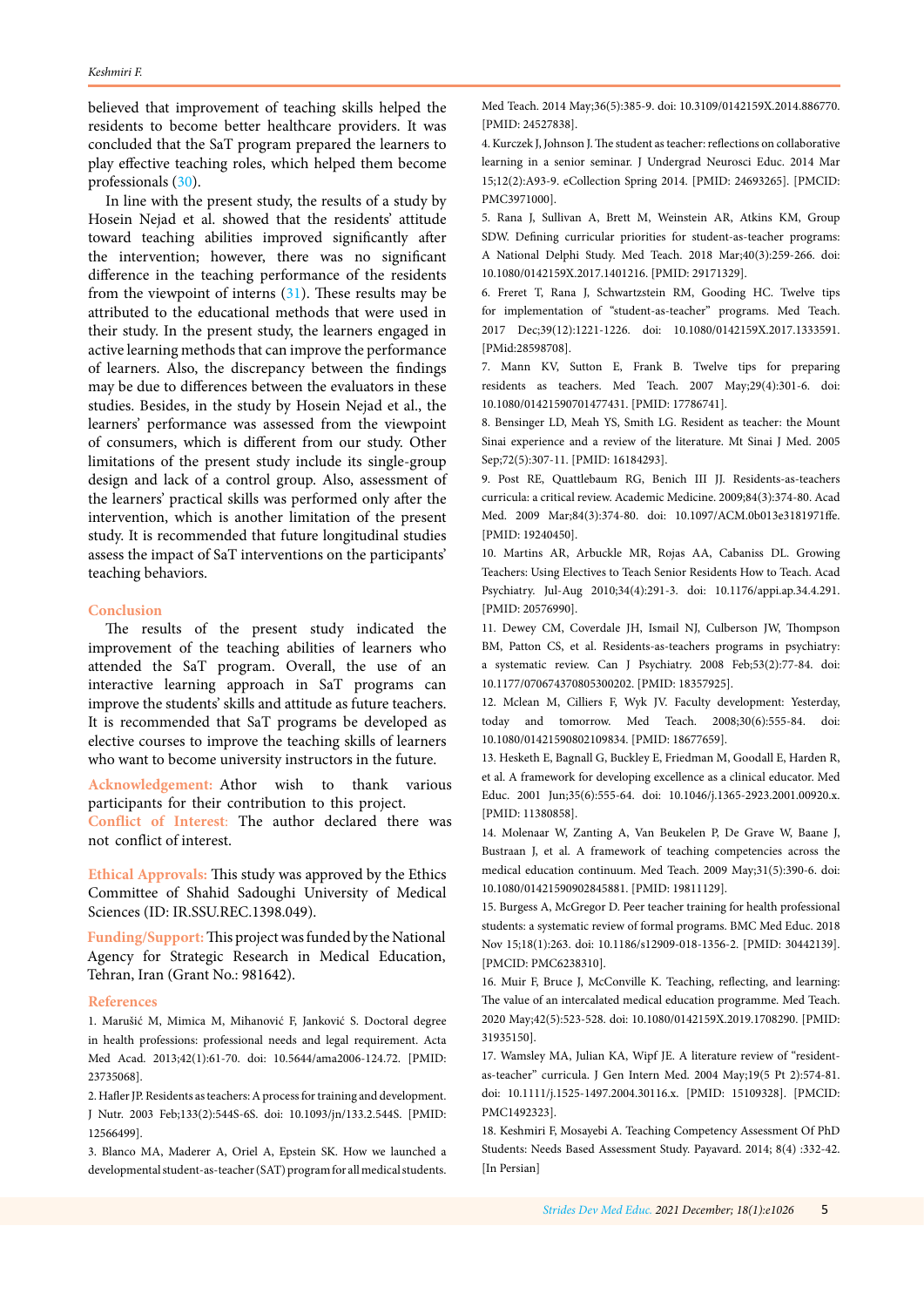believed that improvement of teaching skills helped the residents to become better healthcare providers. It was concluded that the SaT program prepared the learners to play effective teaching roles, which helped them become professionals (30).

In line with the present study, the results of a study by Hosein Nejad et al. showed that the residents' attitude toward teaching abilities improved significantly after the intervention; however, there was no significant difference in the teaching performance of the residents from the viewpoint of interns (31). These results may be attributed to the educational methods that were used in their study. In the present study, the learners engaged in active learning methods that can improve the performance of learners. Also, the discrepancy between the findings may be due to differences between the evaluators in these studies. Besides, in the study by Hosein Nejad et al., the learners' performance was assessed from the viewpoint of consumers, which is different from our study. Other limitations of the present study include its single-group design and lack of a control group. Also, assessment of the learners' practical skills was performed only after the intervention, which is another limitation of the present study. It is recommended that future longitudinal studies assess the impact of SaT interventions on the participants' teaching behaviors.

## Conclusion

The results of the present study indicated the improvement of the teaching abilities of learners who attended the SaT program. Overall, the use of an interactive learning approach in SaT programs can improve the students' skills and attitude as future teachers. It is recommended that SaT programs be developed as elective courses to improve the teaching skills of learners who want to become university instructors in the future.

**Acknowledgement:** Athor wish to thank various participants for their contribution to this project.

**Conflict of Interest:** The author declared there was not conflict of interest.

**Ethical Approvals:** This study was approved by the Ethics Committee of Shahid Sadoughi University of Medical Sciences (ID: IR.SSU.REC.1398.049).

**Funding/Support:** This project was funded by the National Agency for Strategic Research in Medical Education, Tehran, Iran (Grant No.: 981642).

## References

1. Marušić M, Mimica M, Mihanović F, Janković S. Doctoral degree in health professions: professional needs and legal requirement. Acta Med Acad. 2013;42(1):61-70. doi: 10.5644/ama2006-124.72. [PMID: 23735068].
2. Hafler JP. Residents as teachers: A process for training and development. J Nutr. 2003 Feb;133(2):544S-6S. doi: 10.1093/jn/133.2.544S. [PMID: 12566499].
3. Blanco MA, Maderer A, Oriel A, Epstein SK. How we launched a developmental student-as-teacher (SAT) program for all medical students. Med Teach. 2014 May;36(5):385-9. doi: 10.3109/0142159X.2014.886770. [PMID: 24527838].
4. Kurczek J, Johnson J. The student as teacher: reflections on collaborative learning in a senior seminar. J Undergrad Neurosci Educ. 2014 Mar 15;12(2):A93-9. eCollection Spring 2014. [PMID: 24693265]. [PMCID: PMC3971000].
5. Rana J, Sullivan A, Brett M, Weinstein AR, Atkins KM, Group SDW. Defining curricular priorities for student-as-teacher programs: A National Delphi Study. Med Teach. 2018 Mar;40(3):259-266. doi: 10.1080/0142159X.2017.1401216. [PMID: 29171329].
6. Freret T, Rana J, Schwartzstein RM, Gooding HC. Twelve tips for implementation of "student-as-teacher" programs. Med Teach. 2017 Dec;39(12):1221-1226. doi: 10.1080/0142159X.2017.1333591. [PMid:28598708].
7. Mann KV, Sutton E, Frank B. Twelve tips for preparing residents as teachers. Med Teach. 2007 May;29(4):301-6. doi: 10.1080/01421590701477431. [PMID: 17786741].
8. Bensinger LD, Meah YS, Smith LG. Resident as teacher: the Mount Sinai experience and a review of the literature. Mt Sinai J Med. 2005 Sep;72(5):307-11. [PMID: 16184293].
9. Post RE, Quattlebaum RG, Benich III JJ. Residents-as-teachers curricula: a critical review. Academic Medicine. 2009;84(3):374-80. Acad Med. 2009 Mar;84(3):374-80. doi: 10.1097/ACM.0b013e3181971ffe. [PMID: 19240450].
10. Martins AR, Arbuckle MR, Rojas AA, Cabaniss DL. Growing Teachers: Using Electives to Teach Senior Residents How to Teach. Acad Psychiatry. Jul-Aug 2010;34(4):291-3. doi: 10.1176/appi.ap.34.4.291. [PMID: 20576990].
11. Dewey CM, Coverdale JH, Ismail NJ, Culberson JW, Thompson BM, Patton CS, et al. Residents-as-teachers programs in psychiatry: a systematic review. Can J Psychiatry. 2008 Feb;53(2):77-84. doi: 10.1177/070674370805300202. [PMID: 18357925].
12. Mclean M, Cilliers F, Wyk JV. Faculty development: Yesterday, today and tomorrow. Med Teach. 2008;30(6):555-84. doi: 10.1080/01421590802109834. [PMID: 18677659].
13. Hesketh E, Bagnall G, Buckley E, Friedman M, Goodall E, Harden R, et al. A framework for developing excellence as a clinical educator. Med Educ. 2001 Jun;35(6):555-64. doi: 10.1046/j.1365-2923.2001.00920.x. [PMID: 11380858].
14. Molenaar W, Zanting A, Van Beukelen P, De Grave W, Baane J, Bustraan J, et al. A framework of teaching competencies across the medical education continuum. Med Teach. 2009 May;31(5):390-6. doi: 10.1080/01421590902845881. [PMID: 19811129].
15. Burgess A, McGregor D. Peer teacher training for health professional students: a systematic review of formal programs. BMC Med Educ. 2018 Nov 15;18(1):263. doi: 10.1186/s12909-018-1356-2. [PMID: 30442139]. [PMCID: PMC6238310].
16. Muir F, Bruce J, McConville K. Teaching, reflecting, and learning: The value of an intercalated medical education programme. Med Teach. 2020 May;42(5):523-528. doi: 10.1080/0142159X.2019.1708290. [PMID: 31935150].
17. Wamsley MA, Julian KA, Wipf JE. A literature review of "resident-as-teacher" curricula. J Gen Intern Med. 2004 May;19(5 Pt 2):574-81. doi: 10.1111/j.1525-1497.2004.30116.x. [PMID: 15109328]. [PMCID: PMC1492323].
18. Keshmiri F, Mosayebi A. Teaching Competency Assessment Of PhD Students: Needs Based Assessment Study. Payavard. 2014; 8(4) :332-42. [In Persian]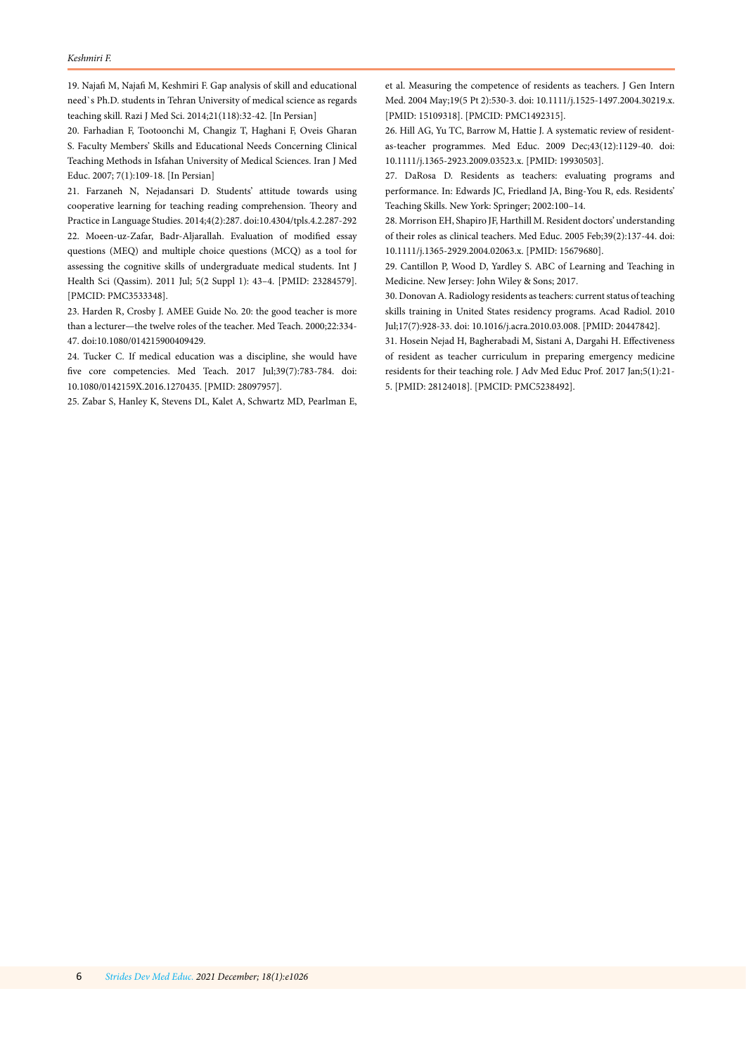19. Najafi M, Najafi M, Keshmiri F. Gap analysis of skill and educational need`s Ph.D. students in Tehran University of medical science as regards teaching skill. Razi J Med Sci. 2014;21(118):32-42. [In Persian]

20. Farhadian F, Tootoonchi M, Changiz T, Haghani F, Oveis Gharan S. Faculty Members' Skills and Educational Needs Concerning Clinical Teaching Methods in Isfahan University of Medical Sciences. Iran J Med Educ. 2007; 7(1):109-18. [In Persian]

21. Farzaneh N, Nejadansari D. Students' attitude towards using cooperative learning for teaching reading comprehension. Theory and Practice in Language Studies. 2014;4(2):287. doi:10.4304/tpls.4.2.287-292

22. Moeen-uz-Zafar, Badr-Aljarallah. Evaluation of modified essay questions (MEQ) and multiple choice questions (MCQ) as a tool for assessing the cognitive skills of undergraduate medical students. Int J Health Sci (Qassim). 2011 Jul; 5(2 Suppl 1): 43–4. [PMID: 23284579]. [PMCID: PMC3533348].

23. Harden R, Crosby J. AMEE Guide No. 20: the good teacher is more than a lecturer—the twelve roles of the teacher. Med Teach. 2000;22:334-47. doi:10.1080/014215900409429.

24. Tucker C. If medical education was a discipline, she would have five core competencies. Med Teach. 2017 Jul;39(7):783-784. doi: 10.1080/0142159X.2016.1270435. [PMID: 28097957].

25. Zabar S, Hanley K, Stevens DL, Kalet A, Schwartz MD, Pearlman E, et al. Measuring the competence of residents as teachers. J Gen Intern Med. 2004 May;19(5 Pt 2):530-3. doi: 10.1111/j.1525-1497.2004.30219.x. [PMID: 15109318]. [PMCID: PMC1492315].

26. Hill AG, Yu TC, Barrow M, Hattie J. A systematic review of resident-as-teacher programmes. Med Educ. 2009 Dec;43(12):1129-40. doi: 10.1111/j.1365-2923.2009.03523.x. [PMID: 19930503].

27. DaRosa D. Residents as teachers: evaluating programs and performance. In: Edwards JC, Friedland JA, Bing-You R, eds. Residents' Teaching Skills. New York: Springer; 2002:100–14.

28. Morrison EH, Shapiro JF, Harthill M. Resident doctors' understanding of their roles as clinical teachers. Med Educ. 2005 Feb;39(2):137-44. doi: 10.1111/j.1365-2929.2004.02063.x. [PMID: 15679680].

29. Cantillon P, Wood D, Yardley S. ABC of Learning and Teaching in Medicine. New Jersey: John Wiley & Sons; 2017.

30. Donovan A. Radiology residents as teachers: current status of teaching skills training in United States residency programs. Acad Radiol. 2010 Jul;17(7):928-33. doi: 10.1016/j.acra.2010.03.008. [PMID: 20447842].

31. Hosein Nejad H, Bagherabadi M, Sistani A, Dargahi H. Effectiveness of resident as teacher curriculum in preparing emergency medicine residents for their teaching role. J Adv Med Educ Prof. 2017 Jan;5(1):21-5. [PMID: 28124018]. [PMCID: PMC5238492].